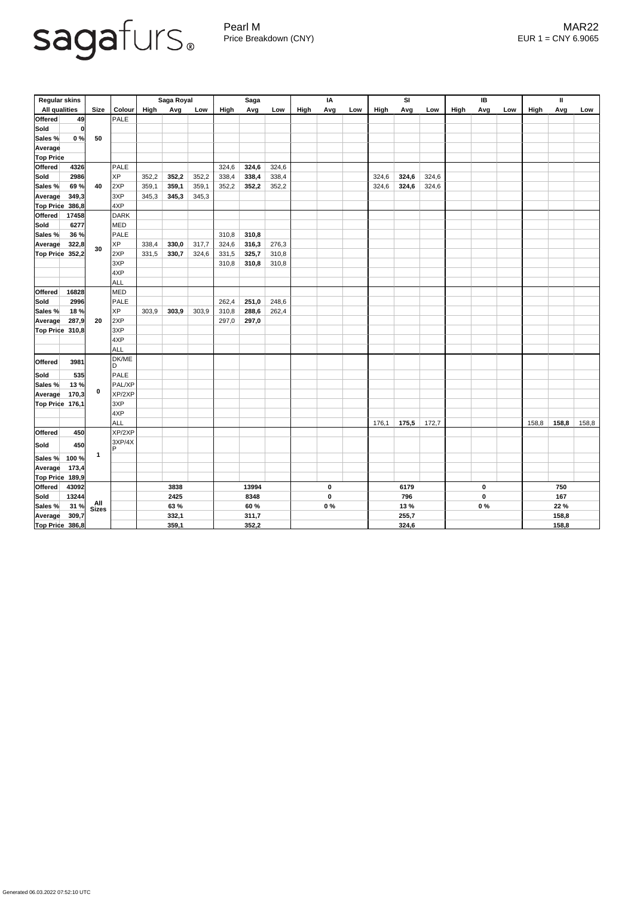# sagafurs

Pearl M
Price Breakdown (CNY)

MAR22
EUR 1 = CNY 6.9065

| Regular skins | | | | Saga Royal | | | Saga | | | IA | | | SI | | | IB | | | II | | |
|---|---|---|---|---|---|---|---|---|---|---|---|---|---|---|---|---|---|---|---|---|---|
| All qualities | | Size | Colour | High | Avg | Low | High | Avg | Low | High | Avg | Low | High | Avg | Low | High | Avg | Low | High | Avg | Low |
| Offered | 49 | 50 | PALE | | | | | | | | | | | | | | | | | | |
| Sold | 0 | | | | | | | | | | | | | | | | | | | | |
| Sales % | 0 % | | | | | | | | | | | | | | | | | | | | |
| Average | | | | | | | | | | | | | | | | | | | | | |
| Top Price | | | | | | | | | | | | | | | | | | | | | |
| Offered | 4326 | 40 | PALE | | | | 324,6 | **324,6** | 324,6 | | | | | | | | | | | | |
| Sold | 2986 | | XP | 352,2 | **352,2** | 352,2 | 338,4 | **338,4** | 338,4 | | | | 324,6 | **324,6** | 324,6 | | | | | | |
| Sales % | 69 % | | 2XP | 359,1 | **359,1** | 359,1 | 352,2 | **352,2** | 352,2 | | | | 324,6 | **324,6** | 324,6 | | | | | | |
| Average | 349,3 | | 3XP | 345,3 | **345,3** | 345,3 | | | | | | | | | | | | | | | |
| Top Price | 386,8 | | 4XP | | | | | | | | | | | | | | | | | | |
| Offered | 17458 | 30 | DARK | | | | | | | | | | | | | | | | | | |
| Sold | 6277 | | MED | | | | | | | | | | | | | | | | | | |
| Sales % | 36 % | | PALE | | | | 310,8 | **310,8** | | | | | | | | | | | | | |
| Average | 322,8 | | XP | 338,4 | **330,0** | 317,7 | 324,6 | **316,3** | 276,3 | | | | | | | | | | | | |
| Top Price | 352,2 | | 2XP | 331,5 | **330,7** | 324,6 | 331,5 | **325,7** | 310,8 | | | | | | | | | | | | |
| | | | 3XP | | | | 310,8 | **310,8** | 310,8 | | | | | | | | | | | | |
| | | | 4XP | | | | | | | | | | | | | | | | | | |
| | | | ALL | | | | | | | | | | | | | | | | | | |
| Offered | 16828 | 20 | MED | | | | | | | | | | | | | | | | | | |
| Sold | 2996 | | PALE | | | | 262,4 | **251,0** | 248,6 | | | | | | | | | | | | |
| Sales % | 18 % | | XP | 303,9 | **303,9** | 303,9 | 310,8 | **288,6** | 262,4 | | | | | | | | | | | | |
| Average | 287,9 | | 2XP | | | | 297,0 | **297,0** | | | | | | | | | | | | | |
| Top Price | 310,8 | | 3XP | | | | | | | | | | | | | | | | | | |
| | | | 4XP | | | | | | | | | | | | | | | | | | |
| | | | ALL | | | | | | | | | | | | | | | | | | |
| Offered | 3981 | 0 | DK/MED | | | | | | | | | | | | | | | | | | |
| Sold | 535 | | PALE | | | | | | | | | | | | | | | | | | |
| Sales % | 13 % | | PAL/XP | | | | | | | | | | | | | | | | | | |
| Average | 170,3 | | XP/2XP | | | | | | | | | | | | | | | | | | |
| Top Price | 176,1 | | 3XP | | | | | | | | | | | | | | | | | | |
| | | | 4XP | | | | | | | | | | | | | | | | | | |
| | | | ALL | | | | | | | | | | 176,1 | **175,5** | 172,7 | | | | 158,8 | **158,8** | 158,8 |
| Offered | 450 | 1 | XP/2XP | | | | | | | | | | | | | | | | | | |
| Sold | 450 | | 3XP/4XP | | | | | | | | | | | | | | | | | | |
| Sales % | 100 % | | | | | | | | | | | | | | | | | | | | |
| Average | 173,4 | | | | | | | | | | | | | | | | | | | | |
| Top Price | 189,9 | | | | | | | | | | | | | | | | | | | | |
| Offered | 43092 | All Sizes | | | **3838** | | | **13994** | | | **0** | | | **6179** | | | **0** | | | **750** | |
| Sold | 13244 | | | | **2425** | | | **8348** | | | **0** | | | **796** | | | **0** | | | **167** | |
| Sales % | 31 % | | | | **63 %** | | | **60 %** | | | **0 %** | | | **13 %** | | | **0 %** | | | **22 %** | |
| Average | 309,7 | | | | **332,1** | | | **311,7** | | | | | | **255,7** | | | | | | **158,8** | |
| Top Price | 386,8 | | | | **359,1** | | | **352,2** | | | | | | **324,6** | | | | | | **158,8** | |

Generated 06.03.2022 07:52:10 UTC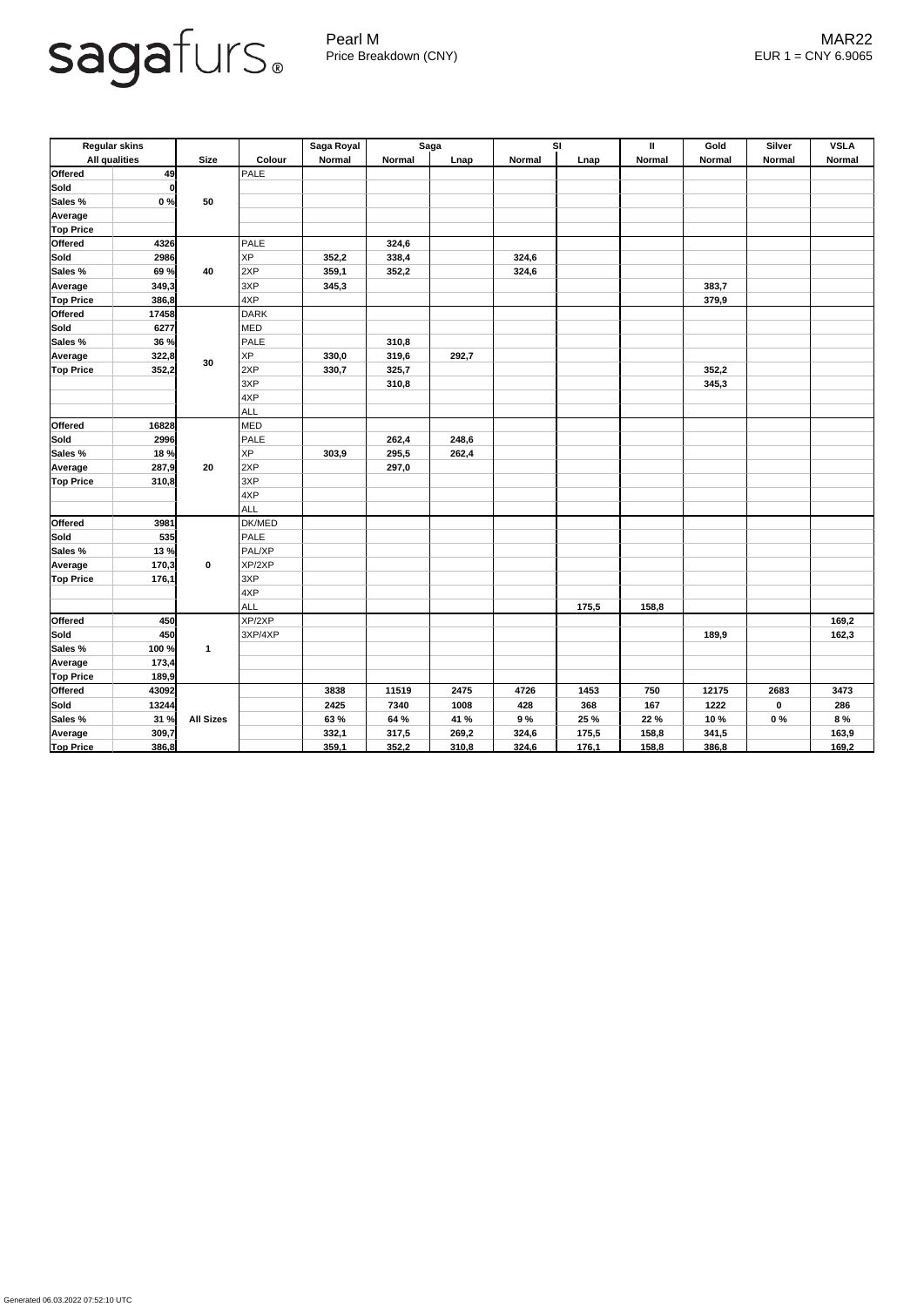sagafurs®

Pearl M
Price Breakdown (CNY)

MAR22
EUR 1 = CNY 6.9065

| Regular skins | | | | Saga Royal | Saga | | SI | | II | Gold | Silver | VSLA |
|---|---|---|---|---|---|---|---|---|---|---|---|---|
| All qualities | | Size | Colour | Normal | Normal | Lnap | Normal | Lnap | Normal | Normal | Normal | Normal |
| Offered | 49 | 50 | PALE | | | | | | | | | |
| Sold | 0 | | | | | | | | | | | |
| Sales % | 0 % | | | | | | | | | | | |
| Average | | | | | | | | | | | | |
| Top Price | | | | | | | | | | | | |
| Offered | 4326 | 40 | PALE | | 324,6 | | | | | | | |
| Sold | 2986 | | XP | 352,2 | 338,4 | | 324,6 | | | | | |
| Sales % | 69 % | | 2XP | 359,1 | 352,2 | | 324,6 | | | | | |
| Average | 349,3 | | 3XP | 345,3 | | | | | | 383,7 | | |
| Top Price | 386,8 | | 4XP | | | | | | | 379,9 | | |
| Offered | 17458 | 30 | DARK | | | | | | | | | |
| Sold | 6277 | | MED | | | | | | | | | |
| Sales % | 36 % | | PALE | | 310,8 | | | | | | | |
| Average | 322,8 | | XP | 330,0 | 319,6 | 292,7 | | | | | | |
| Top Price | 352,2 | | 2XP | 330,7 | 325,7 | | | | | 352,2 | | |
| | | | 3XP | | 310,8 | | | | | 345,3 | | |
| | | | 4XP | | | | | | | | | |
| | | | ALL | | | | | | | | | |
| Offered | 16828 | 20 | MED | | | | | | | | | |
| Sold | 2996 | | PALE | | 262,4 | 248,6 | | | | | | |
| Sales % | 18 % | | XP | 303,9 | 295,5 | 262,4 | | | | | | |
| Average | 287,9 | | 2XP | | 297,0 | | | | | | | |
| Top Price | 310,8 | | 3XP | | | | | | | | | |
| | | | 4XP | | | | | | | | | |
| | | | ALL | | | | | | | | | |
| Offered | 3981 | 0 | DK/MED | | | | | | | | | |
| Sold | 535 | | PALE | | | | | | | | | |
| Sales % | 13 % | | PAL/XP | | | | | | | | | |
| Average | 170,3 | | XP/2XP | | | | | | | | | |
| Top Price | 176,1 | | 3XP | | | | | | | | | |
| | | | 4XP | | | | | | | | | |
| | | | ALL | | | | | 175,5 | 158,8 | | | |
| Offered | 450 | 1 | XP/2XP | | | | | | | | | 169,2 |
| Sold | 450 | | 3XP/4XP | | | | | | | 189,9 | | 162,3 |
| Sales % | 100 % | | | | | | | | | | | |
| Average | 173,4 | | | | | | | | | | | |
| Top Price | 189,9 | | | | | | | | | | | |
| Offered | 43092 | All Sizes | | 3838 | 11519 | 2475 | 4726 | 1453 | 750 | 12175 | 2683 | 3473 |
| Sold | 13244 | | | 2425 | 7340 | 1008 | 428 | 368 | 167 | 1222 | 0 | 286 |
| Sales % | 31 % | | | 63 % | 64 % | 41 % | 9 % | 25 % | 22 % | 10 % | 0 % | 8 % |
| Average | 309,7 | | | 332,1 | 317,5 | 269,2 | 324,6 | 175,5 | 158,8 | 341,5 | | 163,9 |
| Top Price | 386,8 | | | 359,1 | 352,2 | 310,8 | 324,6 | 176,1 | 158,8 | 386,8 | | 169,2 |

Generated 06.03.2022 07:52:10 UTC